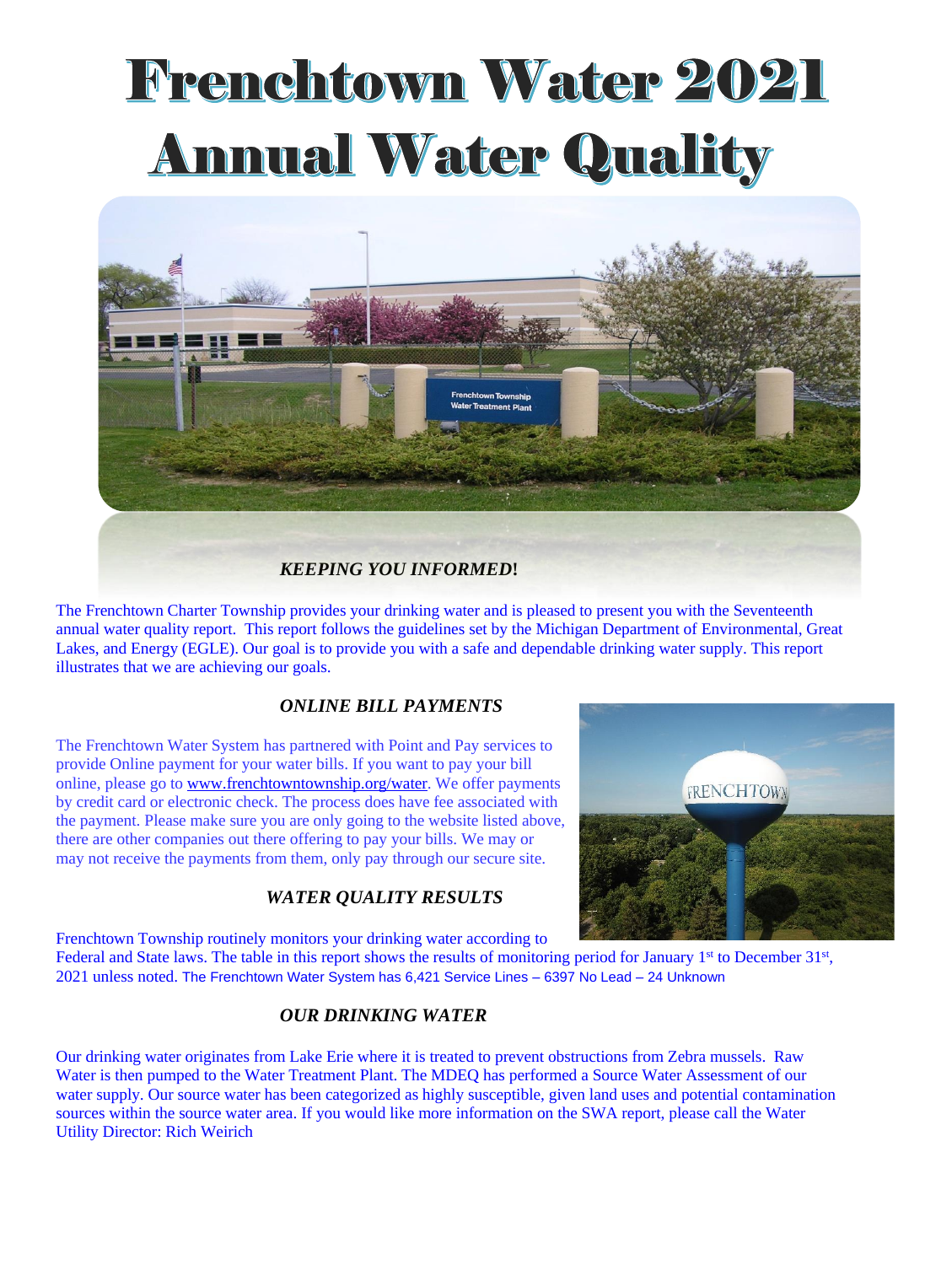# Frenchtown Water 2021 Annual Water Quality

### *KEEPING YOU INFORMED!*

The Frenchtown Charter Township provides your drinking water and is pleased to present you with the Seventeenth annual water quality report. This report follows the guidelines set by the Michigan Department of Environmental, Great Lakes, and Energy (EGLE). Our goal is to provide you with a safe and dependable drinking water supply. This report illustrates that we are achieving our goals.

### *ONLINE BILL PAYMENTS*

The Frenchtown Water System has partnered with Point and Pay services to provide Online payment for your water bills. If you want to pay your bill online, please go to www.frenchtowntownship.org/water. We offer payments by credit card or electronic check. The process does have fee associated with the payment. Please make sure you are only going to the website listed above, there are other companies out there offering to pay your bills. We may or may not receive the payments from them, only pay through our secure site.

### *WATER QUALITY RESULTS*

Frenchtown Township routinely monitors your drinking water according to Federal and State laws. The table in this report shows the results of monitoring period for January 1st to December 31st, 2021 unless noted. The Frenchtown Water System has 6,421 Service Lines – 6397 No Lead – 24 Unknown

### *OUR DRINKING WATER*

Our drinking water originates from Lake Erie where it is treated to prevent obstructions from Zebra mussels. Raw Water is then pumped to the Water Treatment Plant. The MDEQ has performed a Source Water Assessment of our water supply. Our source water has been categorized as highly susceptible, given land uses and potential contamination sources within the source water area. If you would like more information on the SWA report, please call the Water Utility Director: Rich Weirich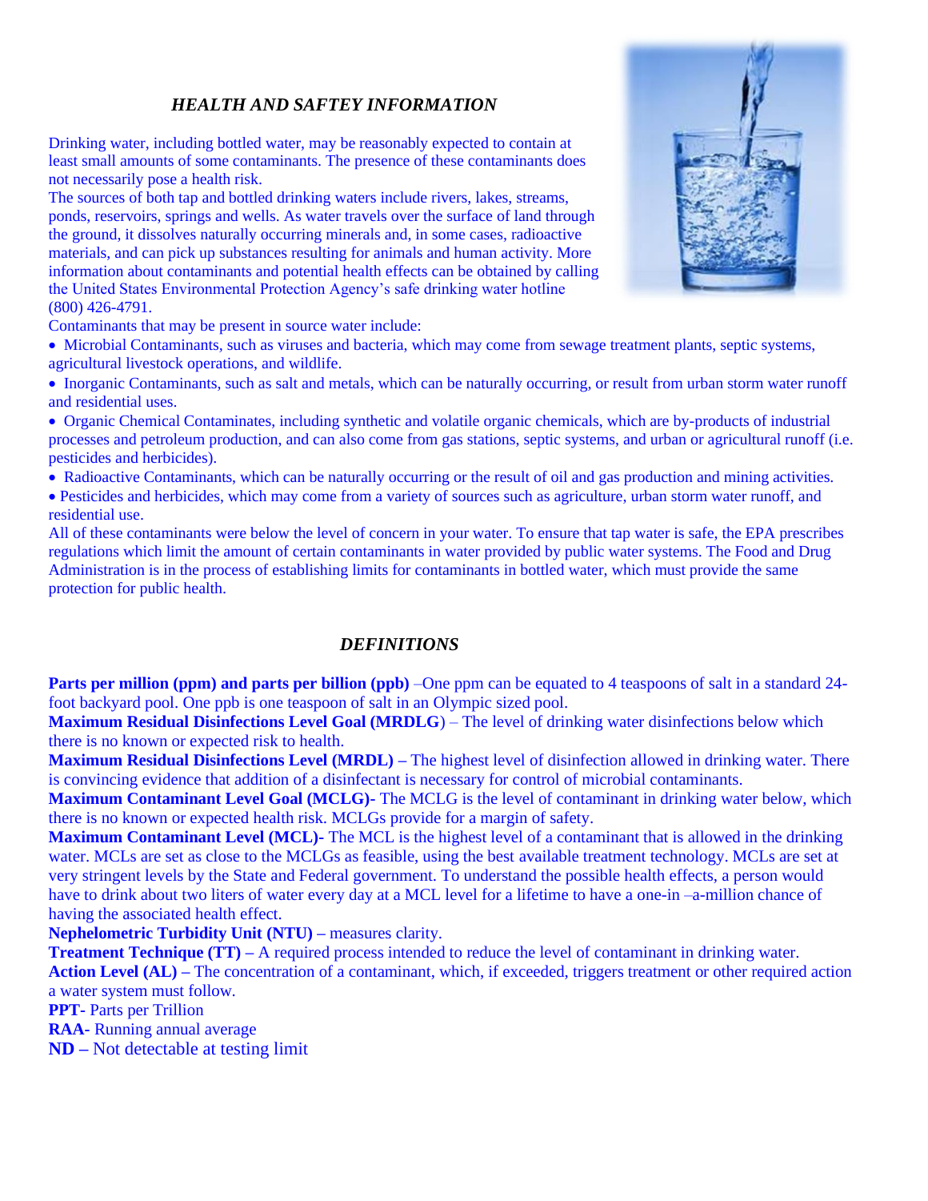### *HEALTH AND SAFTEY INFORMATION*

Drinking water, including bottled water, may be reasonably expected to contain at least small amounts of some contaminants. The presence of these contaminants does not necessarily pose a health risk.

The sources of both tap and bottled drinking waters include rivers, lakes, streams, ponds, reservoirs, springs and wells. As water travels over the surface of land through the ground, it dissolves naturally occurring minerals and, in some cases, radioactive materials, and can pick up substances resulting for animals and human activity. More information about contaminants and potential health effects can be obtained by calling the United States Environmental Protection Agency's safe drinking water hotline (800) 426-4791.

Contaminants that may be present in source water include:

- Microbial Contaminants, such as viruses and bacteria, which may come from sewage treatment plants, septic systems, agricultural livestock operations, and wildlife.
- Inorganic Contaminants, such as salt and metals, which can be naturally occurring, or result from urban storm water runoff and residential uses.
- Organic Chemical Contaminates, including synthetic and volatile organic chemicals, which are by-products of industrial processes and petroleum production, and can also come from gas stations, septic systems, and urban or agricultural runoff (i.e. pesticides and herbicides).
- Radioactive Contaminants, which can be naturally occurring or the result of oil and gas production and mining activities.
- Pesticides and herbicides, which may come from a variety of sources such as agriculture, urban storm water runoff, and residential use.

All of these contaminants were below the level of concern in your water. To ensure that tap water is safe, the EPA prescribes regulations which limit the amount of certain contaminants in water provided by public water systems. The Food and Drug Administration is in the process of establishing limits for contaminants in bottled water, which must provide the same protection for public health.

### *DEFINITIONS*

**Parts per million (ppm) and parts per billion (ppb)** –One ppm can be equated to 4 teaspoons of salt in a standard 24-foot backyard pool. One ppb is one teaspoon of salt in an Olympic sized pool.

**Maximum Residual Disinfections Level Goal (MRDLG**) – The level of drinking water disinfections below which there is no known or expected risk to health.

**Maximum Residual Disinfections Level (MRDL) –** The highest level of disinfection allowed in drinking water. There is convincing evidence that addition of a disinfectant is necessary for control of microbial contaminants.

**Maximum Contaminant Level Goal (MCLG)-** The MCLG is the level of contaminant in drinking water below, which there is no known or expected health risk. MCLGs provide for a margin of safety.

**Maximum Contaminant Level (MCL)-** The MCL is the highest level of a contaminant that is allowed in the drinking water. MCLs are set as close to the MCLGs as feasible, using the best available treatment technology. MCLs are set at very stringent levels by the State and Federal government. To understand the possible health effects, a person would have to drink about two liters of water every day at a MCL level for a lifetime to have a one-in –a-million chance of having the associated health effect.

**Nephelometric Turbidity Unit (NTU) –** measures clarity.

**Treatment Technique (TT) –** A required process intended to reduce the level of contaminant in drinking water.

**Action Level (AL) –** The concentration of a contaminant, which, if exceeded, triggers treatment or other required action a water system must follow.

**PPT-** Parts per Trillion

**RAA-** Running annual average

**ND –** Not detectable at testing limit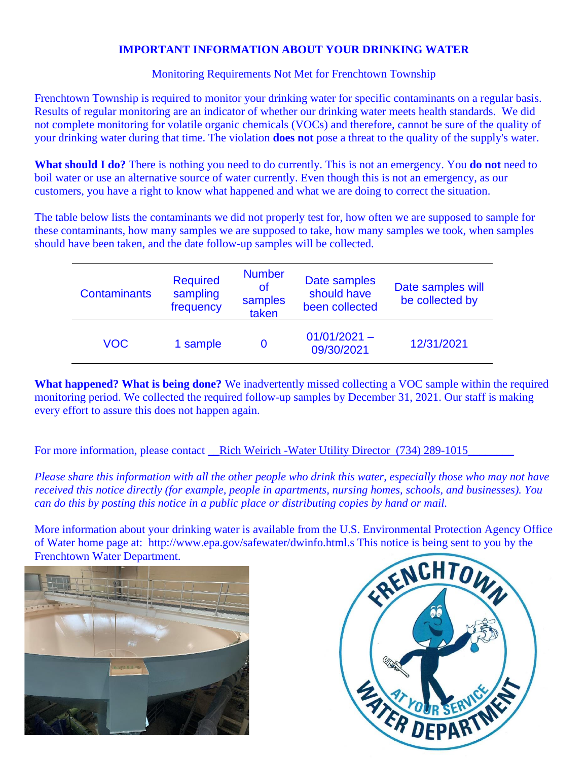# IMPORTANT INFORMATION ABOUT YOUR DRINKING WATER

Monitoring Requirements Not Met for Frenchtown Township

Frenchtown Township is required to monitor your drinking water for specific contaminants on a regular basis. Results of regular monitoring are an indicator of whether our drinking water meets health standards. We did not complete monitoring for volatile organic chemicals (VOCs) and therefore, cannot be sure of the quality of your drinking water during that time. The violation **does not** pose a threat to the quality of the supply's water.

**What should I do?** There is nothing you need to do currently. This is not an emergency. You **do not** need to boil water or use an alternative source of water currently. Even though this is not an emergency, as our customers, you have a right to know what happened and what we are doing to correct the situation.

The table below lists the contaminants we did not properly test for, how often we are supposed to sample for these contaminants, how many samples we are supposed to take, how many samples we took, when samples should have been collected, and the date follow-up samples will be collected.

| Contaminants | Required sampling frequency | Number of samples taken | Date samples should have been collected | Date samples will be collected by |
|---|---|---|---|---|
| VOC | 1 sample | 0 | 01/01/2021 – 09/30/2021 | 12/31/2021 |

**What happened? What is being done?** We inadvertently missed collecting a VOC sample within the required monitoring period. We collected the required follow-up samples by December 31, 2021. Our staff is making every effort to assure this does not happen again.

For more information, please contact __Rich Weirich -Water Utility Director (734) 289-1015________

*Please share this information with all the other people who drink this water, especially those who may not have received this notice directly (for example, people in apartments, nursing homes, schools, and businesses). You can do this by posting this notice in a public place or distributing copies by hand or mail.*

More information about your drinking water is available from the U.S. Environmental Protection Agency Office of Water home page at: http://www.epa.gov/safewater/dwinfo.html.s This notice is being sent to you by the Frenchtown Water Department.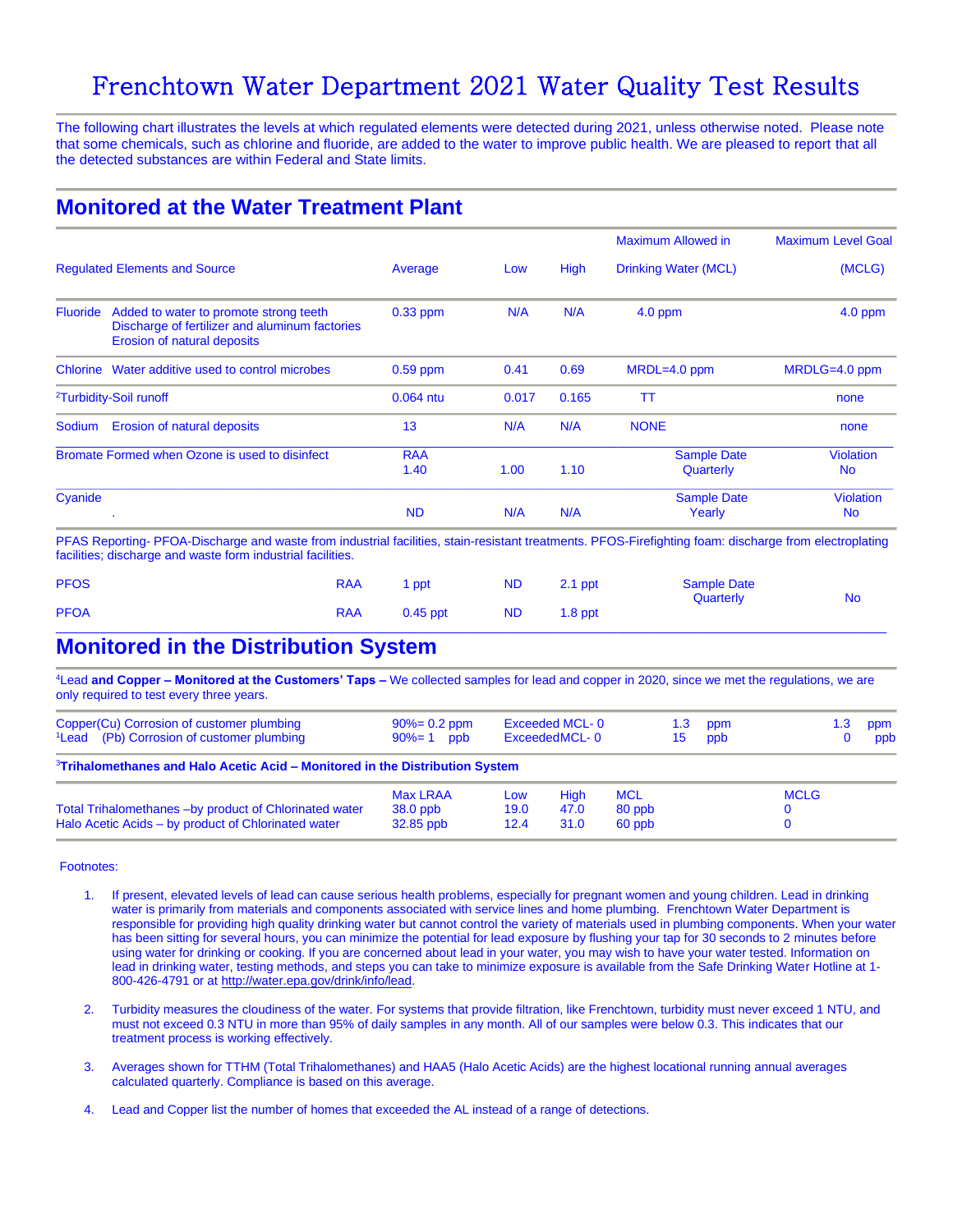# Frenchtown Water Department 2021 Water Quality Test Results

The following chart illustrates the levels at which regulated elements were detected during 2021, unless otherwise noted. Please note that some chemicals, such as chlorine and fluoride, are added to the water to improve public health. We are pleased to report that all the detected substances are within Federal and State limits.

## Monitored at the Water Treatment Plant

| Regulated Elements and Source | Average | Low | High | Maximum Allowed in Drinking Water (MCL) | Maximum Level Goal (MCLG) |
|---|---|---|---|---|---|
| Fluoride Added to water to promote strong teeth Discharge of fertilizer and aluminum factories Erosion of natural deposits | 0.33 ppm | N/A | N/A | 4.0 ppm | 4.0 ppm |
| Chlorine Water additive used to control microbes | 0.59 ppm | 0.41 | 0.69 | MRDL=4.0 ppm | MRDLG=4.0 ppm |
| [2]Turbidity-Soil runoff | 0.064 ntu | 0.017 | 0.165 | TT | none |
| Sodium Erosion of natural deposits | 13 | N/A | N/A | NONE | none |
| Bromate Formed when Ozone is used to disinfect | RAA 1.40 | 1.00 | 1.10 | Sample Date Quarterly | Violation No |
| Cyanide . | ND | N/A | N/A | Sample Date Yearly | Violation No |

PFAS Reporting- PFOA-Discharge and waste from industrial facilities, stain-resistant treatments. PFOS-Firefighting foam: discharge from electroplating facilities; discharge and waste form industrial facilities.

| | | | | | | |
|---|---|---|---|---|---|---|
| PFOS | RAA | 1 ppt | ND | 2.1 ppt | Sample Date Quarterly | No |
| PFOA | RAA | 0.45 ppt | ND | 1.8 ppt | | |

## Monitored in the Distribution System

[4]Lead **and Copper – Monitored at the Customers' Taps –** We collected samples for lead and copper in 2020, since we met the regulations, we are only required to test every three years.

| | | | | |
|---|---|---|---|---|
| Copper(Cu) Corrosion of customer plumbing | 90%= 0.2 ppm | Exceeded MCL- 0 | 1.3 ppm | 1.3 ppm |
| [1]Lead (Pb) Corrosion of customer plumbing | 90%= 1 ppb | ExceededMCL- 0 | 15 ppb | 0 ppb |

**[3]Trihalomethanes and Halo Acetic Acid – Monitored in the Distribution System**

| | Max LRAA | Low | High | MCL | MCLG |
|---|---|---|---|---|---|
| Total Trihalomethanes –by product of Chlorinated water | 38.0 ppb | 19.0 | 47.0 | 80 ppb | 0 |
| Halo Acetic Acids – by product of Chlorinated water | 32.85 ppb | 12.4 | 31.0 | 60 ppb | 0 |

Footnotes:

1. If present, elevated levels of lead can cause serious health problems, especially for pregnant women and young children. Lead in drinking water is primarily from materials and components associated with service lines and home plumbing. Frenchtown Water Department is responsible for providing high quality drinking water but cannot control the variety of materials used in plumbing components. When your water has been sitting for several hours, you can minimize the potential for lead exposure by flushing your tap for 30 seconds to 2 minutes before using water for drinking or cooking. If you are concerned about lead in your water, you may wish to have your water tested. Information on lead in drinking water, testing methods, and steps you can take to minimize exposure is available from the Safe Drinking Water Hotline at 1-800-426-4791 or at http://water.epa.gov/drink/info/lead.

2. Turbidity measures the cloudiness of the water. For systems that provide filtration, like Frenchtown, turbidity must never exceed 1 NTU, and must not exceed 0.3 NTU in more than 95% of daily samples in any month. All of our samples were below 0.3. This indicates that our treatment process is working effectively.

3. Averages shown for TTHM (Total Trihalomethanes) and HAA5 (Halo Acetic Acids) are the highest locational running annual averages calculated quarterly. Compliance is based on this average.

4. Lead and Copper list the number of homes that exceeded the AL instead of a range of detections.